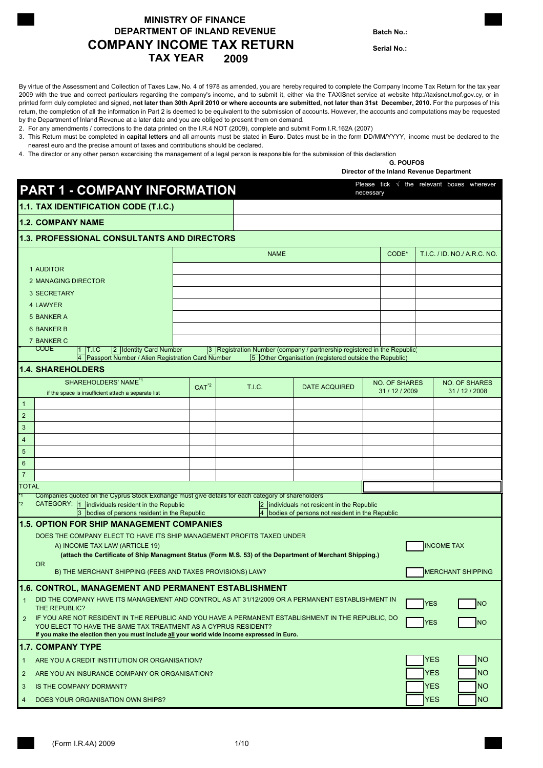# MINISTRY OF FINANCE
## DEPARTMENT OF INLAND REVENUE
# COMPANY INCOME TAX RETURN
## TAX YEAR 2009

**Batch No.:**

**Serial No.:**

By virtue of the Assessment and Collection of Taxes Law, No. 4 of 1978 as amended, you are hereby required to complete the Company Income Tax Return for the tax year 2009 with the true and correct particulars regarding the company's income, and to submit it, either via the TAXISnet service at website http://taxisnet.mof.gov.cy, or in printed form duly completed and signed, **not later than 30th April 2010 or where accounts are submitted, not later than 31st December, 2010.** For the purposes of this return, the completion of all the information in Part 2 is deemed to be equivalent to the submission of accounts. However, the accounts and computations may be requested by the Department of Inland Revenue at a later date and you are obliged to present them on demand.

2. For any amendments / corrections to the data printed on the I.R.4 NOT (2009), complete and submit Form I.R.162A (2007)
3. This Return must be completed in **capital letters** and all amounts must be stated in **Euro**. Dates must be in the form DD/MM/YYYY, income must be declared to the nearest euro and the precise amount of taxes and contributions should be declared.
4. The director or any other person excercising the management of a legal person is responsible for the submission of this declaration

**G. POUFOS**
**Director of the Inland Revenue Department**

## PART 1 - COMPANY INFORMATION

Please tick √ the relevant boxes wherever necessary

### 1.1. TAX IDENTIFICATION CODE (T.I.C.)

### 1.2. COMPANY NAME

### 1.3. PROFESSIONAL CONSULTANTS AND DIRECTORS

| | NAME | CODE* | T.I.C. / ID. NO./ A.R.C. NO. |
|---|---|---|---|
| 1 AUDITOR | | | |
| 2 MANAGING DIRECTOR | | | |
| 3 SECRETARY | | | |
| 4 LAWYER | | | |
| 5 BANKER A | | | |
| 6 BANKER B | | | |
| 7 BANKER C | | | |

\* CODE: 1 T.I.C 2 Identity Card Number 3 Registration Number (company / partnership registered in the Republic) 4 Passport Number / Alien Registration Card Number 5 Other Organisation (registered outside the Republic)

### 1.4. SHAREHOLDERS

| | SHAREHOLDERS' NAME[*1] if the space is insufficient attach a separate list | CAT[*2] | T.I.C. | DATE ACQUIRED | NO. OF SHARES 31 / 12 / 2009 | NO. OF SHARES 31 / 12 / 2008 |
|---|---|---|---|---|---|---|
| 1 | | | | | | |
| 2 | | | | | | |
| 3 | | | | | | |
| 4 | | | | | | |
| 5 | | | | | | |
| 6 | | | | | | |
| 7 | | | | | | |
| TOTAL | | | | | | |

*1 Companies quoted on the Cyprus Stock Exchange must give details for each category of shareholders

*2 CATEGORY: 1 individuals resident in the Republic 2 individuals not resident in the Republic 3 bodies of persons resident in the Republic 4 bodies of persons not resident in the Republic

### 1.5. OPTION FOR SHIP MANAGEMENT COMPANIES

DOES THE COMPANY ELECT TO HAVE ITS SHIP MANAGEMENT PROFITS TAXED UNDER

A) INCOME TAX LAW (ARTICLE 19) ☐ INCOME TAX

**(attach the Certificate of Ship Managment Status (Form M.S. 53) of the Department of Merchant Shipping.)**

OR

B) THE MERCHANT SHIPPING (FEES AND TAXES PROVISIONS) LAW? ☐ MERCHANT SHIPPING

### 1.6. CONTROL, MANAGEMENT AND PERMANENT ESTABLISHMENT

| | | | |
|---|---|---|---|
| 1 | DID THE COMPANY HAVE ITS MANAGEMENT AND CONTROL AS AT 31/12/2009 OR A PERMANENT ESTABLISHMENT IN THE REPUBLIC? | ☐ YES | ☐ NO |
| 2 | IF YOU ARE NOT RESIDENT IN THE REPUBLIC AND YOU HAVE A PERMANENT ESTABLISHMENT IN THE REPUBLIC, DO YOU ELECT TO HAVE THE SAME TAX TREATMENT AS A CYPRUS RESIDENT? **If you make the election then you must include all your world wide income expressed in Euro.** | ☐ YES | ☐ NO |

### 1.7. COMPANY TYPE

| | | | |
|---|---|---|---|
| 1 | ARE YOU A CREDIT INSTITUTION OR ORGANISATION? | ☐ YES | ☐ NO |
| 2 | ARE YOU AN INSURANCE COMPANY OR ORGANISATION? | ☐ YES | ☐ NO |
| 3 | IS THE COMPANY DORMANT? | ☐ YES | ☐ NO |
| 4 | DOES YOUR ORGANISATION OWN SHIPS? | ☐ YES | ☐ NO |

(Form I.R.4A) 2009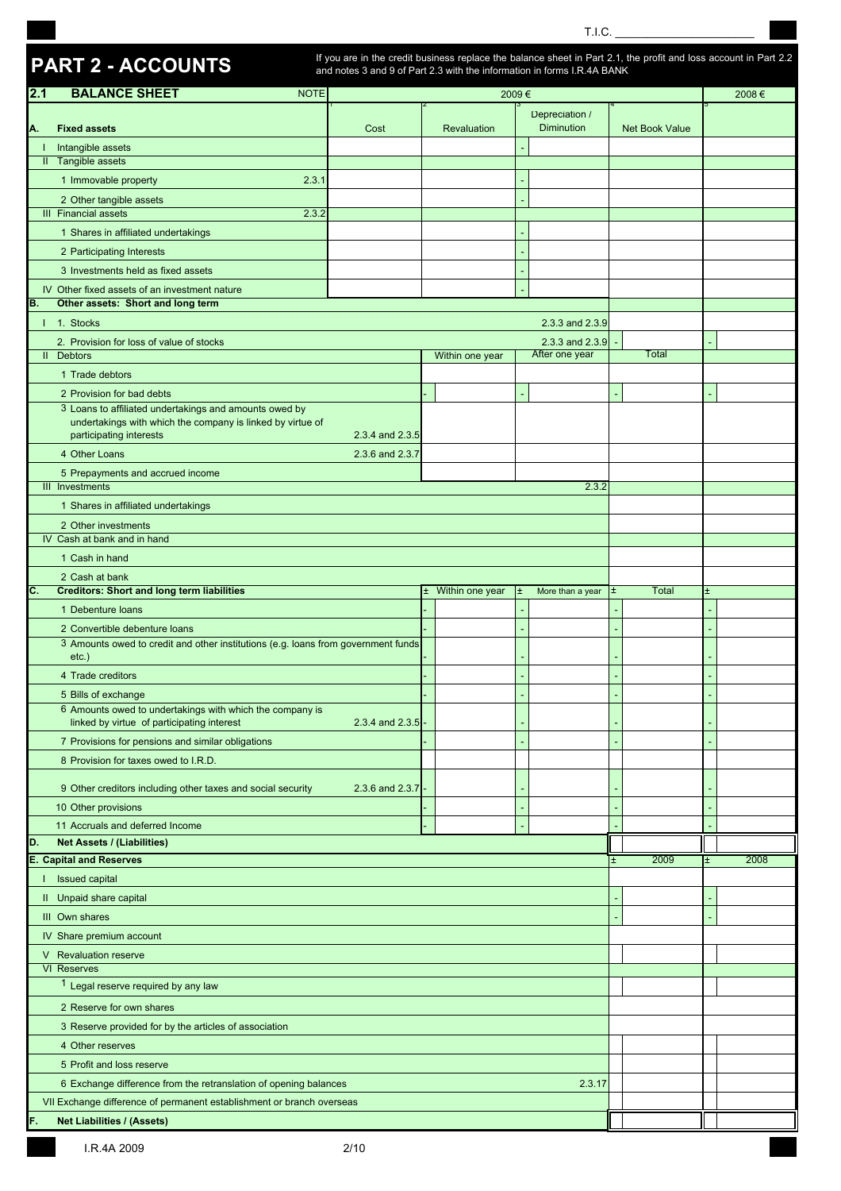T.I.C. ______________________

# PART 2 - ACCOUNTS

If you are in the credit business replace the balance sheet in Part 2.1, the profit and loss account in Part 2.2 and notes 3 and 9 of Part 2.3 with the information in forms I.R.4A BANK

| **2.1 BALANCE SHEET** | NOTE | 2009 € | | | | 2008 € |
|---|---|---|---|---|---|---|
| | | 1 | 2 | 3 | 4 | 5 |
| **A. Fixed assets** | | Cost | Revaluation | Depreciation / Diminution | Net Book Value | |
| I Intangible assets | | | | - | | |
| II Tangible assets | | | | | | |
| 1 Immovable property | 2.3.1 | | | - | | |
| 2 Other tangible assets | | | | - | | |
| III Financial assets | 2.3.2 | | | | | |
| 1 Shares in affiliated undertakings | | | | - | | |
| 2 Participating Interests | | | | - | | |
| 3 Investments held as fixed assets | | | | - | | |
| IV Other fixed assets of an investment nature | | | | - | | |
| **B. Other assets: Short and long term** | | | | | | |
| I 1. Stocks | | | | 2.3.3 and 2.3.9 | | |
| 2. Provision for loss of value of stocks | | | | 2.3.3 and 2.3.9 | - | - |
| II Debtors | | | Within one year | After one year | Total | |
| 1 Trade debtors | | | | | | |
| 2 Provision for bad debts | | | - | - | - | - |
| 3 Loans to affiliated undertakings and amounts owed by undertakings with which the company is linked by virtue of participating interests | 2.3.4 and 2.3.5 | | | | | |
| 4 Other Loans | 2.3.6 and 2.3.7 | | | | | |
| 5 Prepayments and accrued income | | | | | | |
| III Investments | | | | 2.3.2 | | |
| 1 Shares in affiliated undertakings | | | | | | |
| 2 Other investments | | | | | | |
| IV Cash at bank and in hand | | | | | | |
| 1 Cash in hand | | | | | | |
| 2 Cash at bank | | | | | | |
| **C. Creditors: Short and long term liabilities** | | | ± Within one year | ± More than a year | ± Total | ± |
| 1 Debenture loans | | | - | - | - | - |
| 2 Convertible debenture loans | | | - | - | - | - |
| 3 Amounts owed to credit and other institutions (e.g. loans from government funds etc.) | | | - | - | - | - |
| 4 Trade creditors | | | - | - | - | - |
| 5 Bills of exchange | | | - | - | - | - |
| 6 Amounts owed to undertakings with which the company is linked by virtue of participating interest | 2.3.4 and 2.3.5 | | - | - | - | - |
| 7 Provisions for pensions and similar obligations | | | - | - | - | - |
| 8 Provision for taxes owed to I.R.D. | | | | | | |
| 9 Other creditors including other taxes and social security | 2.3.6 and 2.3.7 | | - | - | - | - |
| 10 Other provisions | | | - | - | - | - |
| 11 Accruals and deferred Income | | | - | - | - | - |
| **D. Net Assets / (Liabilities)** | | | | | | |
| **E. Capital and Reserves** | | | | | ± 2009 | ± 2008 |
| I Issued capital | | | | | | |
| II Unpaid share capital | | | | | - | - |
| III Own shares | | | | | - | - |
| IV Share premium account | | | | | | |
| V Revaluation reserve | | | | | | |
| VI Reserves | | | | | | |
| 1 Legal reserve required by any law | | | | | | |
| 2 Reserve for own shares | | | | | | |
| 3 Reserve provided for by the articles of association | | | | | | |
| 4 Other reserves | | | | | | |
| 5 Profit and loss reserve | | | | | | |
| 6 Exchange difference from the retranslation of opening balances | | | | 2.3.17 | | |
| VII Exchange difference of permanent establishment or branch overseas | | | | | | |
| **F. Net Liabilities / (Assets)** | | | | | | |

I.R.4A 2009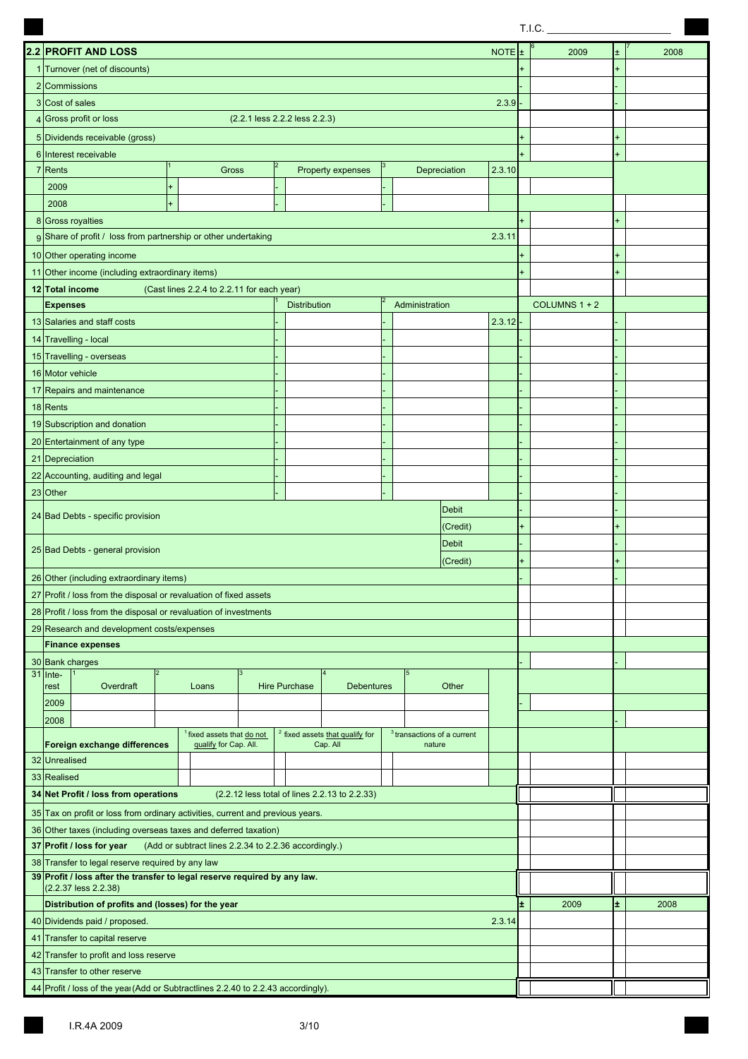T.I.C. ______________________

## 2.2 PROFIT AND LOSS

| | | NOTE | ± | 2009 | ± | 2008 |
|---|---|---|---|---|---|---|
| 1 | Turnover (net of discounts) | | + | | + | |
| 2 | Commissions | | - | | - | |
| 3 | Cost of sales | 2.3.9 | - | | - | |
| 4 | Gross profit or loss (2.2.1 less 2.2.2 less 2.2.3) | | | | | |
| 5 | Dividends receivable (gross) | | + | | + | |
| 6 | Interest receivable | | + | | + | |

| 7 | Rents | Gross | Property expenses | Depreciation | 2.3.10 | | 2009 | | 2008 |
|---|---|---|---|---|---|---|---|---|---|
| | 2009 | + | - | - | | | | | |
| | 2008 | + | - | - | | | | | |

| | | NOTE | ± | 2009 | ± | 2008 |
|---|---|---|---|---|---|---|
| 8 | Gross royalties | | + | | + | |
| 9 | Share of profit / loss from partnership or other undertaking | 2.3.11 | | | | |
| 10 | Other operating income | | + | | + | |
| 11 | Other income (including extraordinary items) | | + | | + | |
| 12 | **Total income** (Cast lines 2.2.4 to 2.2.11 for each year) | | | | | |

| | **Expenses** | Distribution | Administration | NOTE | ± | COLUMNS 1 + 2 | ± | 2008 |
|---|---|---|---|---|---|---|---|---|
| 13 | Salaries and staff costs | - | - | 2.3.12 | - | | - | |
| 14 | Travelling - local | - | - | | - | | - | |
| 15 | Travelling - overseas | - | - | | - | | - | |
| 16 | Motor vehicle | - | - | | - | | - | |
| 17 | Repairs and maintenance | - | - | | - | | - | |
| 18 | Rents | - | - | | - | | - | |
| 19 | Subscription and donation | - | - | | - | | - | |
| 20 | Entertainment of any type | - | - | | - | | - | |
| 21 | Depreciation | - | - | | - | | - | |
| 22 | Accounting, auditing and legal | - | - | | - | | - | |
| 23 | Other | - | - | | - | | - | |
| 24 | Bad Debts - specific provision | Debit | | | - | | - | |
| | | (Credit) | | | + | | + | |
| 25 | Bad Debts - general provision | Debit | | | - | | - | |
| | | (Credit) | | | + | | + | |
| 26 | Other (including extraordinary items) | | | | - | | - | |
| 27 | Profit / loss from the disposal or revaluation of fixed assets | | | | | | | |
| 28 | Profit / loss from the disposal or revaluation of investments | | | | | | | |
| 29 | Research and development costs/expenses | | | | | | | |
| | **Finance expenses** | | | | | | | |
| 30 | Bank charges | | | | - | | - | |

| 31 | Interest | Overdraft | Loans | Hire Purchase | Debentures | Other | | ± | 2009 | ± | 2008 |
|---|---|---|---|---|---|---|---|---|---|---|---|
| | 2009 | | | | | | | - | | | |
| | 2008 | | | | | | | | | - | |

| | **Foreign exchange differences** | [1] fixed assets that do not qualify for Cap. All. | [2] fixed assets that qualify for Cap. All | [3] transactions of a current nature | 2009 | 2008 |
|---|---|---|---|---|---|---|
| 32 | Unrealised | | | | | |
| 33 | Realised | | | | | |

| | | NOTE | 2009 | 2008 |
|---|---|---|---|---|
| 34 | **Net Profit / loss from operations** (2.2.12 less total of lines 2.2.13 to 2.2.33) | | | |
| 35 | Tax on profit or loss from ordinary activities, current and previous years. | | | |
| 36 | Other taxes (including overseas taxes and deferred taxation) | | | |
| 37 | **Profit / loss for year** (Add or subtract lines 2.2.34 to 2.2.36 accordingly.) | | | |
| 38 | Transfer to legal reserve required by any law | | | |
| 39 | **Profit / loss after the transfer to legal reserve required by any law.** (2.2.37 less 2.2.38) | | | |

| | **Distribution of profits and (losses) for the year** | NOTE | ± | 2009 | ± | 2008 |
|---|---|---|---|---|---|---|
| 40 | Dividends paid / proposed. | 2.3.14 | | | | |
| 41 | Transfer to capital reserve | | | | | |
| 42 | Transfer to profit and loss reserve | | | | | |
| 43 | Transfer to other reserve | | | | | |
| 44 | Profit / loss of the year (Add or Subtractlines 2.2.40 to 2.2.43 accordingly). | | | | | |

I.R.4A 2009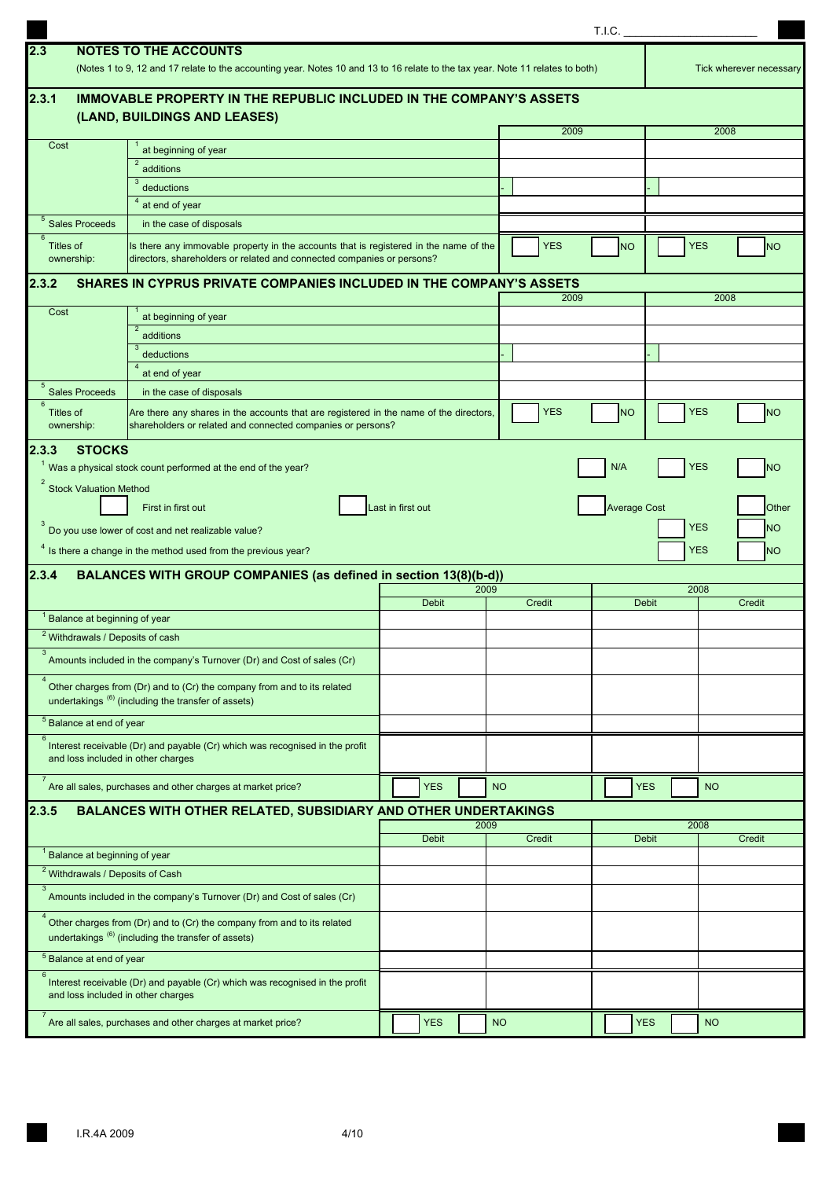T.I.C. _______________

## 2.3 NOTES TO THE ACCOUNTS

(Notes 1 to 9, 12 and 17 relate to the accounting year. Notes 10 and 13 to 16 relate to the tax year. Note 11 relates to both)

Tick wherever necessary

### 2.3.1 IMMOVABLE PROPERTY IN THE REPUBLIC INCLUDED IN THE COMPANY'S ASSETS (LAND, BUILDINGS AND LEASES)

| | | 2009 | | 2008 | |
|---|---|---|---|---|---|
| Cost | 1 at beginning of year | | | | |
| | 2 additions | | | | |
| | 3 deductions | - | | - | |
| | 4 at end of year | | | | |
| 5 Sales Proceeds | in the case of disposals | | | | |
| 6 Titles of ownership: | Is there any immovable property in the accounts that is registered in the name of the directors, shareholders or related and connected companies or persons? | YES | NO | YES | NO |

### 2.3.2 SHARES IN CYPRUS PRIVATE COMPANIES INCLUDED IN THE COMPANY'S ASSETS

| | | 2009 | | 2008 | |
|---|---|---|---|---|---|
| Cost | 1 at beginning of year | | | | |
| | 2 additions | | | | |
| | 3 deductions | - | | - | |
| | 4 at end of year | | | | |
| 5 Sales Proceeds | in the case of disposals | | | | |
| 6 Titles of ownership: | Are there any shares in the accounts that are registered in the name of the directors, shareholders or related and connected companies or persons? | YES | NO | YES | NO |

### 2.3.3 STOCKS

1 Was a physical stock count performed at the end of the year? ☐ N/A ☐ YES ☐ NO

2 Stock Valuation Method

☐ First in first out ☐ Last in first out ☐ Average Cost ☐ Other

3 Do you use lower of cost and net realizable value? ☐ YES ☐ NO

4 Is there a change in the method used from the previous year? ☐ YES ☐ NO

### 2.3.4 BALANCES WITH GROUP COMPANIES (as defined in section 13(8)(b-d))

| | 2009 | | 2008 | |
|---|---|---|---|---|
| | Debit | Credit | Debit | Credit |
| 1 Balance at beginning of year | | | | |
| 2 Withdrawals / Deposits of cash | | | | |
| 3 Amounts included in the company's Turnover (Dr) and Cost of sales (Cr) | | | | |
| 4 Other charges from (Dr) and to (Cr) the company from and to its related undertakings (6) (including the transfer of assets) | | | | |
| 5 Balance at end of year | | | | |
| 6 Interest receivable (Dr) and payable (Cr) which was recognised in the profit and loss included in other charges | | | | |
| 7 Are all sales, purchases and other charges at market price? | YES | NO | YES | NO |

### 2.3.5 BALANCES WITH OTHER RELATED, SUBSIDIARY AND OTHER UNDERTAKINGS

| | 2009 | | 2008 | |
|---|---|---|---|---|
| | Debit | Credit | Debit | Credit |
| 1 Balance at beginning of year | | | | |
| 2 Withdrawals / Deposits of Cash | | | | |
| 3 Amounts included in the company's Turnover (Dr) and Cost of sales (Cr) | | | | |
| 4 Other charges from (Dr) and to (Cr) the company from and to its related undertakings (6) (including the transfer of assets) | | | | |
| 5 Balance at end of year | | | | |
| 6 Interest receivable (Dr) and payable (Cr) which was recognised in the profit and loss included in other charges | | | | |
| 7 Are all sales, purchases and other charges at market price? | YES | NO | YES | NO |

I.R.4A 2009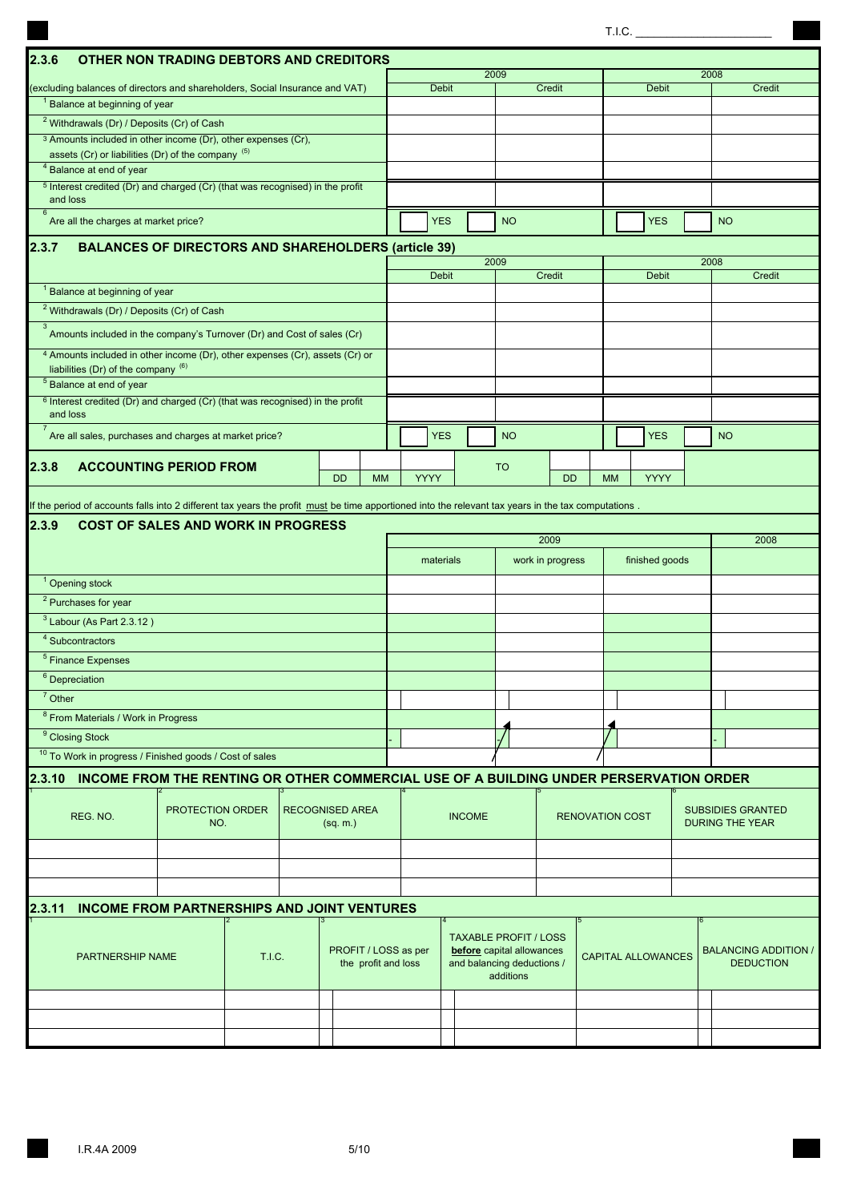T.I.C. ____________________

## 2.3.6 OTHER NON TRADING DEBTORS AND CREDITORS

| (excluding balances of directors and shareholders, Social Insurance and VAT) | 2009 Debit | 2009 Credit | 2008 Debit | 2008 Credit |
|---|---|---|---|---|
| 1 Balance at beginning of year | | | | |
| 2 Withdrawals (Dr) / Deposits (Cr) of Cash | | | | |
| 3 Amounts included in other income (Dr), other expenses (Cr), assets (Cr) or liabilities (Dr) of the company (5) | | | | |
| 4 Balance at end of year | | | | |
| 5 Interest credited (Dr) and charged (Cr) (that was recognised) in the profit and loss | | | | |
| 6 Are all the charges at market price? | YES | NO | YES | NO |

## 2.3.7 BALANCES OF DIRECTORS AND SHAREHOLDERS (article 39)

| | 2009 Debit | 2009 Credit | 2008 Debit | 2008 Credit |
|---|---|---|---|---|
| 1 Balance at beginning of year | | | | |
| 2 Withdrawals (Dr) / Deposits (Cr) of Cash | | | | |
| 3 Amounts included in the company's Turnover (Dr) and Cost of sales (Cr) | | | | |
| 4 Amounts included in other income (Dr), other expenses (Cr), assets (Cr) or liabilities (Dr) of the company (6) | | | | |
| 5 Balance at end of year | | | | |
| 6 Interest credited (Dr) and charged (Cr) (that was recognised) in the profit and loss | | | | |
| 7 Are all sales, purchases and charges at market price? | YES | NO | YES | NO |

## 2.3.8 ACCOUNTING PERIOD FROM

DD MM YYYY TO DD MM YYYY

If the period of accounts falls into 2 different tax years the profit must be time apportioned into the relevant tax years in the tax computations .

## 2.3.9 COST OF SALES AND WORK IN PROGRESS

| | 2009 materials | 2009 work in progress | 2009 finished goods | 2008 |
|---|---|---|---|---|
| 1 Opening stock | | | | |
| 2 Purchases for year | | | | |
| 3 Labour (As Part 2.3.12 ) | | | | |
| 4 Subcontractors | | | | |
| 5 Finance Expenses | | | | |
| 6 Depreciation | | | | |
| 7 Other | | | | |
| 8 From Materials / Work in Progress | | | | |
| 9 Closing Stock | - | - | - | - |
| 10 To Work in progress / Finished goods / Cost of sales | | | | |

## 2.3.10 INCOME FROM THE RENTING OR OTHER COMMERCIAL USE OF A BUILDING UNDER PERSERVATION ORDER

| 1 REG. NO. | 2 PROTECTION ORDER NO. | 3 RECOGNISED AREA (sq. m.) | 4 INCOME | 5 RENOVATION COST | 6 SUBSIDIES GRANTED DURING THE YEAR |
|---|---|---|---|---|---|
| | | | | | |
| | | | | | |
| | | | | | |

## 2.3.11 INCOME FROM PARTNERSHIPS AND JOINT VENTURES

| 1 PARTNERSHIP NAME | 2 T.I.C. | 3 PROFIT / LOSS as per the profit and loss | 4 TAXABLE PROFIT / LOSS **before** capital allowances and balancing deductions / additions | 5 CAPITAL ALLOWANCES | 6 BALANCING ADDITION / DEDUCTION |
|---|---|---|---|---|---|
| | | | | | |
| | | | | | |
| | | | | | |

I.R.4A 2009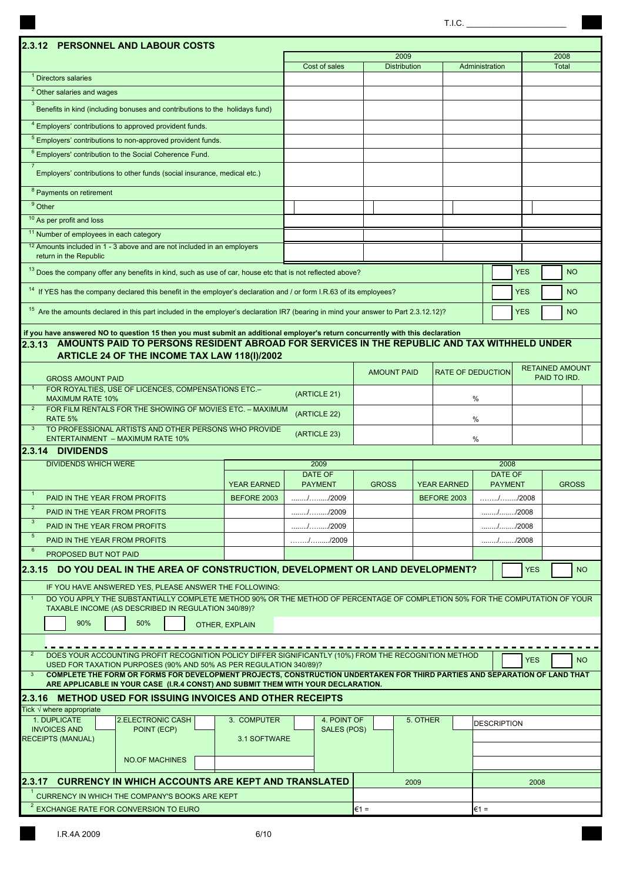T.I.C. ____________________

## 2.3.12 PERSONNEL AND LABOUR COSTS

| | 2009 | | | 2008 |
|---|---|---|---|---|
| | Cost of sales | Distribution | Administration | Total |
| 1 Directors salaries | | | | |
| 2 Other salaries and wages | | | | |
| 3 Benefits in kind (including bonuses and contributions to the holidays fund) | | | | |
| 4 Employers' contributions to approved provident funds. | | | | |
| 5 Employers' contributions to non-approved provident funds. | | | | |
| 6 Employers' contribution to the Social Coherence Fund. | | | | |
| 7 Employers' contributions to other funds (social insurance, medical etc.) | | | | |
| 8 Payments on retirement | | | | |
| 9 Other | | | | |
| 10 As per profit and loss | | | | |
| 11 Number of employees in each category | | | | |
| 12 Amounts included in 1 - 3 above and are not included in an employers return in the Republic | | | | |

| | | |
|---|---|---|
| 13 Does the company offer any benefits in kind, such as use of car, house etc that is not reflected above? | YES | NO |
| 14 If YES has the company declared this benefit in the employer's declaration and / or form I.R.63 of its employees? | YES | NO |
| 15 Are the amounts declared in this part included in the employer's declaration IR7 (bearing in mind your answer to Part 2.3.12.12)? | YES | NO |

**if you have answered NO to question 15 then you must submit an additional employer's return concurrently with this declaration**

## 2.3.13 AMOUNTS PAID TO PERSONS RESIDENT ABROAD FOR SERVICES IN THE REPUBLIC AND TAX WITHHELD UNDER ARTICLE 24 OF THE INCOME TAX LAW 118(I)/2002

| GROSS AMOUNT PAID | | AMOUNT PAID | RATE OF DEDUCTION | RETAINED AMOUNT PAID TO IRD. |
|---|---|---|---|---|
| 1 FOR ROYALTIES, USE OF LICENCES, COMPENSATIONS ETC.– MAXIMUM RATE 10% | (ARTICLE 21) | | % | |
| 2 FOR FILM RENTALS FOR THE SHOWING OF MOVIES ETC. – MAXIMUM RATE 5% | (ARTICLE 22) | | % | |
| 3 TO PROFESSIONAL ARTISTS AND OTHER PERSONS WHO PROVIDE ENTERTAINMENT – MAXIMUM RATE 10% | (ARTICLE 23) | | % | |

## 2.3.14 DIVIDENDS

| DIVIDENDS WHICH WERE | 2009 | | | 2008 | | |
|---|---|---|---|---|---|---|
| | YEAR EARNED | DATE OF PAYMENT | GROSS | YEAR EARNED | DATE OF PAYMENT | GROSS |
| 1 PAID IN THE YEAR FROM PROFITS | BEFORE 2003 | ......../......../2009 | | BEFORE 2003 | ......../......../2008 | |
| 2 PAID IN THE YEAR FROM PROFITS | | ......../......../2009 | | | ......../......../2008 | |
| 3 PAID IN THE YEAR FROM PROFITS | | ......../......../2009 | | | ......../......../2008 | |
| 5 PAID IN THE YEAR FROM PROFITS | | ......../......../2009 | | | ......../......../2008 | |
| 6 PROPOSED BUT NOT PAID | | | | | | |

## 2.3.15 DO YOU DEAL IN THE AREA OF CONSTRUCTION, DEVELOPMENT OR LAND DEVELOPMENT? ☐ YES ☐ NO

IF YOU HAVE ANSWERED YES, PLEASE ANSWER THE FOLLOWING:

1. DO YOU APPLY THE SUBSTANTIALLY COMPLETE METHOD 90% OR THE METHOD OF PERCENTAGE OF COMPLETION 50% FOR THE COMPUTATION OF YOUR TAXABLE INCOME (AS DESCRIBED IN REGULATION 340/89)?

   ☐ 90% ☐ 50% ☐ OTHER, EXPLAIN

2. DOES YOUR ACCOUNTING PROFIT RECOGNITION POLICY DIFFER SIGNIFICANTLY (10%) FROM THE RECOGNITION METHOD USED FOR TAXATION PURPOSES (90% AND 50% AS PER REGULATION 340/89)? ☐ YES ☐ NO

3. **COMPLETE THE FORM OR FORMS FOR DEVELOPMENT PROJECTS, CONSTRUCTION UNDERTAKEN FOR THIRD PARTIES AND SEPARATION OF LAND THAT ARE APPLICABLE IN YOUR CASE (I.R.4 CONST) AND SUBMIT THEM WITH YOUR DECLARATION.**

## 2.3.16 METHOD USED FOR ISSUING INVOICES AND OTHER RECEIPTS

Tick √ where appropriate

| 1. DUPLICATE INVOICES AND RECEIPTS (MANUAL) | ☐ | 2.ELECTRONIC CASH POINT (ECP) | ☐ | 3. COMPUTER | ☐ | 4. POINT OF SALES (POS) | ☐ | 5. OTHER | ☐ | DESCRIPTION |
|---|---|---|---|---|---|---|---|---|---|---|
| | | NO.OF MACHINES | ☐ | 3.1 SOFTWARE | | | | | | |

## 2.3.17 CURRENCY IN WHICH ACCOUNTS ARE KEPT AND TRANSLATED

| | 2009 | 2008 |
|---|---|---|
| 1 CURRENCY IN WHICH THE COMPANY'S BOOKS ARE KEPT | | |
| 2 EXCHANGE RATE FOR CONVERSION TO EURO | €1 = | €1 = |

I.R.4A 2009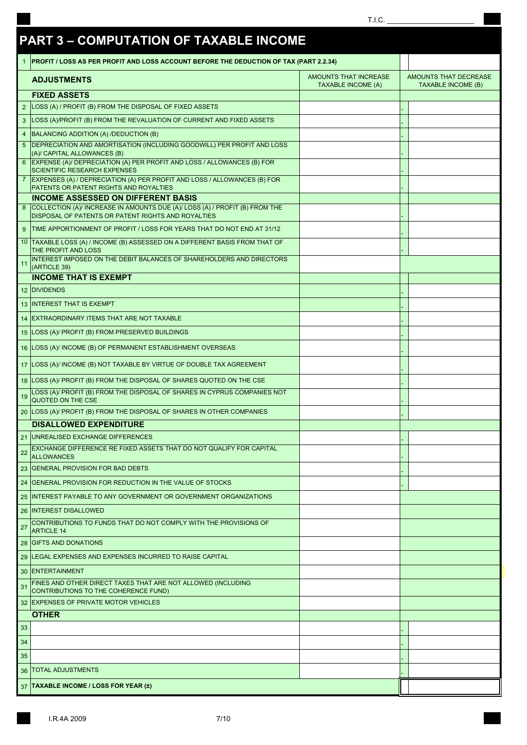T.I.C. ____________________

# PART 3 – COMPUTATION OF TAXABLE INCOME

| | | | |
|---|---|---|---|
| 1 | **PROFIT / LOSS AS PER PROFIT AND LOSS ACCOUNT BEFORE THE DEDUCTION OF TAX (PART 2.2.34)** | | |
| | **ADJUSTMENTS** | AMOUNTS THAT INCREASE TAXABLE INCOME (A) | AMOUNTS THAT DECREASE TAXABLE INCOME (B) |
| | **FIXED ASSETS** | | |
| 2 | LOSS (A) / PROFIT (B) FROM THE DISPOSAL OF FIXED ASSETS | | - |
| 3 | LOSS (A)/PROFIT (B) FROM THE REVALUATION OF CURRENT AND FIXED ASSETS | | - |
| 4 | BALANCING ADDITION (A) /DEDUCTION (B) | | - |
| 5 | DEPRECIATION AND AMORTISATION (INCLUDING GOODWILL) PER PROFIT AND LOSS (A)/ CAPITAL ALLOWANCES (B) | | - |
| 6 | EXPENSE (A)/ DEPRECIATION (A) PER PROFIT AND LOSS / ALLOWANCES (B) FOR SCIENTIFIC RESEARCH EXPENSES | | - |
| 7 | EXPENSES (A) / DEPRECIATION (A) PER PROFIT AND LOSS / ALLOWANCES (B) FOR PATENTS OR PATENT RIGHTS AND ROYALTIES | | - |
| | **INCOME ASSESSED ON DIFFERENT BASIS** | | |
| 8 | COLLECTION (A)/ INCREASE IN AMOUNTS DUE (A)/ LOSS (A) / PROFIT (B) FROM THE DISPOSAL OF PATENTS OR PATENT RIGHTS AND ROYALTIES | | - |
| 9 | TIME APPORTIONMENT OF PROFIT / LOSS FOR YEARS THAT DO NOT END AT 31/12 | | - |
| 10 | TAXABLE LOSS (A) / INCOME (B) ASSESSED ON A DIFFERENT BASIS FROM THAT OF THE PROFIT AND LOSS | | - |
| 11 | INTEREST IMPOSED ON THE DEBIT BALANCES OF SHAREHOLDERS AND DIRECTORS (ARTICLE 39) | | |
| | **INCOME THAT IS EXEMPT** | | |
| 12 | DIVIDENDS | | - |
| 13 | INTEREST THAT IS EXEMPT | | - |
| 14 | EXTRAORDINARY ITEMS THAT ARE NOT TAXABLE | | - |
| 15 | LOSS (A)/ PROFIT (B) FROM PRESERVED BUILDINGS | | - |
| 16 | LOSS (A)/ INCOME (B) OF PERMANENT ESTABLISHMENT OVERSEAS | | - |
| 17 | LOSS (A)/ INCOME (B) NOT TAXABLE BY VIRTUE OF DOUBLE TAX AGREEMENT | | - |
| 18 | LOSS (A)/ PROFIT (B) FROM THE DISPOSAL OF SHARES QUOTED ON THE CSE | | - |
| 19 | LOSS (A)/ PROFIT (B) FROM THE DISPOSAL OF SHARES IN CYPRUS COMPANIES NOT QUOTED ON THE CSE | | - |
| 20 | LOSS (A)/ PROFIT (B) FROM THE DISPOSAL OF SHARES IN OTHER COMPANIES | | - |
| | **DISALLOWED EXPENDITURE** | | |
| 21 | UNREALISED EXCHANGE DIFFERENCES | | - |
| 22 | EXCHANGE DIFFERENCE RE FIXED ASSETS THAT DO NOT QUALIFY FOR CAPITAL ALLOWANCES | | - |
| 23 | GENERAL PROVISION FOR BAD DEBTS | | - |
| 24 | GENERAL PROVISION FOR REDUCTION IN THE VALUE OF STOCKS | | - |
| 25 | INTEREST PAYABLE TO ANY GOVERNMENT OR GOVERNMENT ORGANIZATIONS | | |
| 26 | INTEREST DISALLOWED | | |
| 27 | CONTRIBUTIONS TO FUNDS THAT DO NOT COMPLY WITH THE PROVISIONS OF ARTICLE 14 | | |
| 28 | GIFTS AND DONATIONS | | |
| 29 | LEGAL EXPENSES AND EXPENSES INCURRED TO RAISE CAPITAL | | |
| 30 | ENTERTAINMENT | | |
| 31 | FINES AND OTHER DIRECT TAXES THAT ARE NOT ALLOWED (INCLUDING CONTRIBUTIONS TO THE COHERENCE FUND) | | |
| 32 | EXPENSES OF PRIVATE MOTOR VEHICLES | | |
| | **OTHER** | | |
| 33 | | | - |
| 34 | | | - |
| 35 | | | - |
| 36 | TOTAL ADJUSTMENTS | | - |
| 37 | **TAXABLE INCOME / LOSS FOR YEAR (±)** | | |

I.R.4A 2009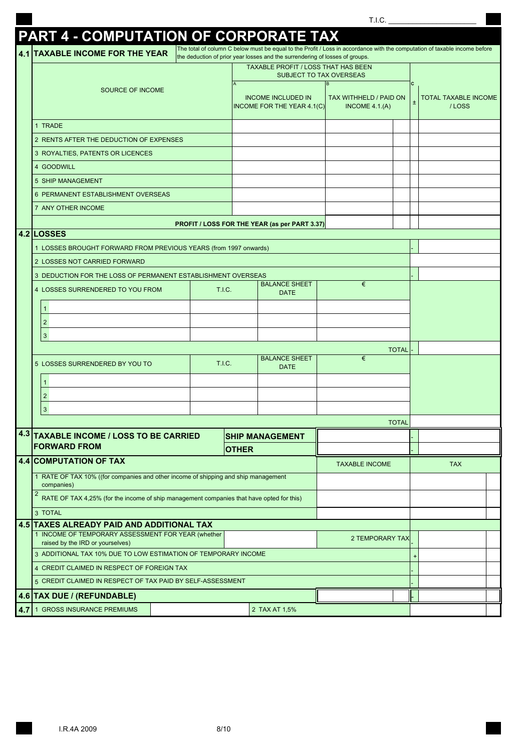T.I.C. ____________________

# PART 4 - COMPUTATION OF CORPORATE TAX

## 4.1 TAXABLE INCOME FOR THE YEAR

The total of column C below must be equal to the Profit / Loss in accordance with the computation of taxable income before the deduction of prior year losses and the surrendering of losses of groups.

| SOURCE OF INCOME | TAXABLE PROFIT / LOSS THAT HAS BEEN SUBJECT TO TAX OVERSEAS | | | C | |
|---|---|---|---|---|---|
| | A INCOME INCLUDED IN INCOME FOR THE YEAR 4.1(C) | B TAX WITHHELD / PAID ON INCOME 4.1.(A) | | ± | TOTAL TAXABLE INCOME / LOSS |
| 1 TRADE | | | | | |
| 2 RENTS AFTER THE DEDUCTION OF EXPENSES | | | | | |
| 3 ROYALTIES, PATENTS OR LICENCES | | | | | |
| 4 GOODWILL | | | | | |
| 5 SHIP MANAGEMENT | | | | | |
| 6 PERMANENT ESTABLISHMENT OVERSEAS | | | | | |
| 7 ANY OTHER INCOME | | | | | |
| PROFIT / LOSS FOR THE YEAR (as per PART 3.37) | | | | | |

## 4.2 LOSSES

| | | | | | |
|---|---|---|---|---|---|
| 1 LOSSES BROUGHT FORWARD FROM PREVIOUS YEARS (from 1997 onwards) | | | | - | |
| 2 LOSSES NOT CARRIED FORWARD | | | | | |
| 3 DEDUCTION FOR THE LOSS OF PERMANENT ESTABLISHMENT OVERSEAS | | | | - | |
| 4 LOSSES SURRENDERED TO YOU FROM | T.I.C. | BALANCE SHEET DATE | € | | |
| 1 | | | | | |
| 2 | | | | | |
| 3 | | | | | |
| | | | TOTAL | - | |
| 5 LOSSES SURRENDERED BY YOU TO | T.I.C. | BALANCE SHEET DATE | € | | |
| 1 | | | | | |
| 2 | | | | | |
| 3 | | | | | |
| | | | TOTAL | | |

## 4.3 TAXABLE INCOME / LOSS TO BE CARRIED FORWARD FROM

| | | | |
|---|---|---|---|
| SHIP MANAGEMENT | | - | |
| OTHER | | - | |

## 4.4 COMPUTATION OF TAX

| | TAXABLE INCOME | TAX |
|---|---|---|
| 1 RATE OF TAX 10% ((for companies and other income of shipping and ship management companies) | | |
| 2 RATE OF TAX 4,25% (for the income of ship management companies that have opted for this) | | |
| 3 TOTAL | | |

## 4.5 TAXES ALREADY PAID AND ADDITIONAL TAX

| | | | | |
|---|---|---|---|---|
| 1 INCOME OF TEMPORARY ASSESSMENT FOR YEAR (whether raised by the IRD or yourselves) | | 2 TEMPORARY TAX | - | |
| 3 ADDITIONAL TAX 10% DUE TO LOW ESTIMATION OF TEMPORARY INCOME | | | + | |
| 4 CREDIT CLAIMED IN RESPECT OF FOREIGN TAX | | | - | |
| 5 CREDIT CLAIMED IN RESPECT OF TAX PAID BY SELF-ASSESSMENT | | | - | |

## 4.6 TAX DUE / (REFUNDABLE)

| | | | |
|---|---|---|---|
| TAX DUE / (REFUNDABLE) | | - | |

## 4.7

| | | | |
|---|---|---|---|
| 1 GROSS INSURANCE PREMIUMS | | 2 TAX AT 1,5% | |

I.R.4A 2009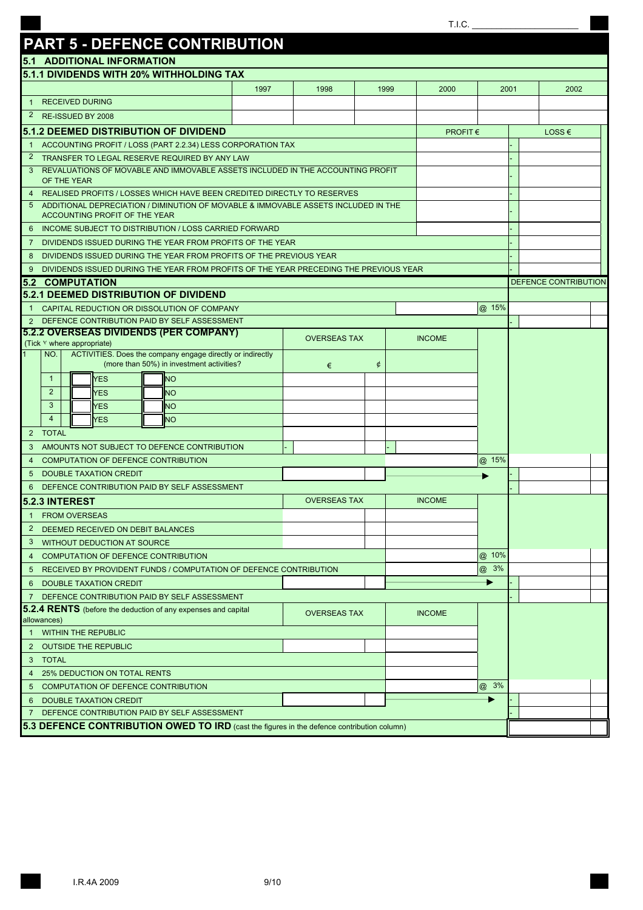T.I.C. ____________________

# PART 5 - DEFENCE CONTRIBUTION

## 5.1 ADDITIONAL INFORMATION

### 5.1.1 DIVIDENDS WITH 20% WITHHOLDING TAX

| | | 1997 | 1998 | 1999 | 2000 | 2001 | 2002 |
|---|---|---|---|---|---|---|---|
| 1 | RECEIVED DURING | | | | | | |
| 2 | RE-ISSUED BY 2008 | | | | | | |

### 5.1.2 DEEMED DISTRIBUTION OF DIVIDEND

| | | PROFIT € | LOSS € |
|---|---|---|---|
| 1 | ACCOUNTING PROFIT / LOSS (PART 2.2.34) LESS CORPORATION TAX | | - |
| 2 | TRANSFER TO LEGAL RESERVE REQUIRED BY ANY LAW | | - |
| 3 | REVALUATIONS OF MOVABLE AND IMMOVABLE ASSETS INCLUDED IN THE ACCOUNTING PROFIT OF THE YEAR | | - |
| 4 | REALISED PROFITS / LOSSES WHICH HAVE BEEN CREDITED DIRECTLY TO RESERVES | | - |
| 5 | ADDITIONAL DEPRECIATION / DIMINUTION OF MOVABLE & IMMOVABLE ASSETS INCLUDED IN THE ACCOUNTING PROFIT OF THE YEAR | | - |
| 6 | INCOME SUBJECT TO DISTRIBUTION / LOSS CARRIED FORWARD | | - |
| 7 | DIVIDENDS ISSUED DURING THE YEAR FROM PROFITS OF THE YEAR | | - |
| 8 | DIVIDENDS ISSUED DURING THE YEAR FROM PROFITS OF THE PREVIOUS YEAR | | - |
| 9 | DIVIDENDS ISSUED DURING THE YEAR FROM PROFITS OF THE YEAR PRECEDING THE PREVIOUS YEAR | | - |

## 5.2 COMPUTATION

### 5.2.1 DEEMED DISTRIBUTION OF DIVIDEND

| | | | | DEFENCE CONTRIBUTION |
|---|---|---|---|---|
| 1 | CAPITAL REDUCTION OR DISSOLUTION OF COMPANY | | @ 15% | |
| 2 | DEFENCE CONTRIBUTION PAID BY SELF ASSESSMENT | | | - |

### 5.2.2 OVERSEAS DIVIDENDS (PER COMPANY)

(Tick √ where appropriate)

| | NO. | ACTIVITIES. Does the company engage directly or indirectly (more than 50%) in investment activities? | OVERSEAS TAX € | ¢ | INCOME | | DEFENCE CONTRIBUTION |
|---|---|---|---|---|---|---|---|
| 1 | 1 | ☐ YES ☐ NO | | | | | |
| | 2 | ☐ YES ☐ NO | | | | | |
| | 3 | ☐ YES ☐ NO | | | | | |
| | 4 | ☐ YES ☐ NO | | | | | |
| 2 | TOTAL | | | | | | |
| 3 | AMOUNTS NOT SUBJECT TO DEFENCE CONTRIBUTION | | - | | - | | |
| 4 | COMPUTATION OF DEFENCE CONTRIBUTION | | | | | @ 15% | |
| 5 | DOUBLE TAXATION CREDIT | | | | → | ▶ | - |
| 6 | DEFENCE CONTRIBUTION PAID BY SELF ASSESSMENT | | | | | | - |

### 5.2.3 INTEREST

| | | OVERSEAS TAX | | INCOME | | DEFENCE CONTRIBUTION |
|---|---|---|---|---|---|---|
| 1 | FROM OVERSEAS | | | | | |
| 2 | DEEMED RECEIVED ON DEBIT BALANCES | | | | | |
| 3 | WITHOUT DEDUCTION AT SOURCE | | | | | |
| 4 | COMPUTATION OF DEFENCE CONTRIBUTION | | | | @ 10% | |
| 5 | RECEIVED BY PROVIDENT FUNDS / COMPUTATION OF DEFENCE CONTRIBUTION | | | | @ 3% | |
| 6 | DOUBLE TAXATION CREDIT | | | → | ▶ | - |
| 7 | DEFENCE CONTRIBUTION PAID BY SELF ASSESSMENT | | | | | - |

### 5.2.4 RENTS (before the deduction of any expenses and capital allowances)

| | | OVERSEAS TAX | | INCOME | | DEFENCE CONTRIBUTION |
|---|---|---|---|---|---|---|
| 1 | WITHIN THE REPUBLIC | | | | | |
| 2 | OUTSIDE THE REPUBLIC | | | | | |
| 3 | TOTAL | | | | | |
| 4 | 25% DEDUCTION ON TOTAL RENTS | | | | | |
| 5 | COMPUTATION OF DEFENCE CONTRIBUTION | | | | @ 3% | |
| 6 | DOUBLE TAXATION CREDIT | | | → | ▶ | - |
| 7 | DEFENCE CONTRIBUTION PAID BY SELF ASSESSMENT | | | | | - |

## 5.3 DEFENCE CONTRIBUTION OWED TO IRD (cast the figures in the defence contribution column)

| | |
|---|---|
| 5.3 DEFENCE CONTRIBUTION OWED TO IRD | |

I.R.4A 2009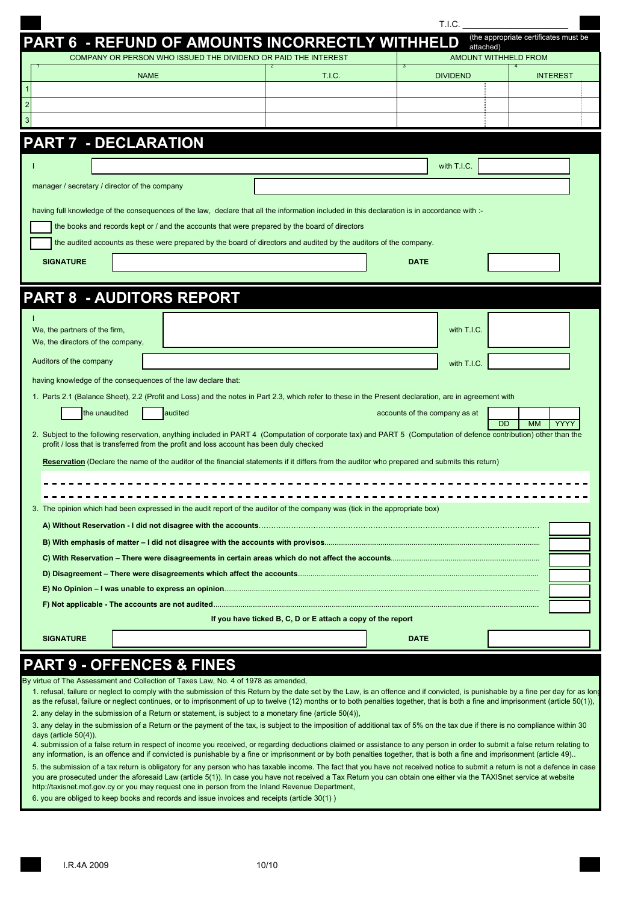T.I.C. ____________________

## PART 6 - REFUND OF AMOUNTS INCORRECTLY WITHHELD

(the appropriate certificates must be attached)

| | COMPANY OR PERSON WHO ISSUED THE DIVIDEND OR PAID THE INTEREST | | AMOUNT WITHHELD FROM | |
|---|---|---|---|---|
| | 1 NAME | 2 T.I.C. | 3 DIVIDEND | 4 INTEREST |
| 1 | | | | |
| 2 | | | | |
| 3 | | | | |

## PART 7 - DECLARATION

I ____________________ with T.I.C. ____________

manager / secretary / director of the company ____________________

having full knowledge of the consequences of the law, declare that all the information included in this declaration is in accordance with :-

- [ ] the books and records kept or / and the accounts that were prepared by the board of directors
- [ ] the audited accounts as these were prepared by the board of directors and audited by the auditors of the company.

**SIGNATURE** ____________________ **DATE** ____________

## PART 8 - AUDITORS REPORT

I
We, the partners of the firm,
We, the directors of the company, ____________________ with T.I.C. ____________

Auditors of the company ____________________ with T.I.C. ____________

having knowledge of the consequences of the law declare that:

1. Parts 2.1 (Balance Sheet), 2.2 (Profit and Loss) and the notes in Part 2.3, which refer to these in the Present declaration, are in agreement with

   [ ] the unaudited [ ] audited accounts of the company as at DD MM YYYY

2. Subject to the following reservation, anything included in PART 4 (Computation of corporate tax) and PART 5 (Computation of defence contribution) other than the profit / loss that is transferred from the profit and loss account has been duly checked

**Reservation** (Declare the name of the auditor of the financial statements if it differs from the auditor who prepared and submits this return)

- - - - - - - - - - - - - - - - - - - - - - - - - - - - - - - - - - - - - - - -

- - - - - - - - - - - - - - - - - - - - - - - - - - - - - - - - - - - - - - - -

3. The opinion which had been expressed in the audit report of the auditor of the company was (tick in the appropriate box)

**A) Without Reservation - I did not disagree with the accounts**.................. [ ]

**B) With emphasis of matter – I did not disagree with the accounts with provisos**.................. [ ]

**C) With Reservation – There were disagreements in certain areas which do not affect the accounts**.................. [ ]

**D) Disagreement – There were disagreements which affect the accounts**.................. [ ]

**E) No Opinion – I was unable to express an opinion**.................. [ ]

**F) Not applicable - The accounts are not audited**.................. [ ]

**If you have ticked B, C, D or E attach a copy of the report**

**SIGNATURE** ____________________ **DATE** ____________

## PART 9 - OFFENCES & FINES

By virtue of The Assessment and Collection of Taxes Law, No. 4 of 1978 as amended,

1. refusal, failure or neglect to comply with the submission of this Return by the date set by the Law, is an offence and if convicted, is punishable by a fine per day for as long as the refusal, failure or neglect continues, or to imprisonment of up to twelve (12) months or to both penalties together, that is both a fine and imprisonment (article 50(1)),
2. any delay in the submission of a Return or statement, is subject to a monetary fine (article 50(4)),
3. any delay in the submission of a Return or the payment of the tax, is subject to the imposition of additional tax of 5% on the tax due if there is no compliance within 30 days (article 50(4)).
4. submission of a false return in respect of income you received, or regarding deductions claimed or assistance to any person in order to submit a false return relating to any information, is an offence and if convicted is punishable by a fine or imprisonment or by both penalties together, that is both a fine and imprisonment (article 49)..
5. the submission of a tax return is obligatory for any person who has taxable income. The fact that you have not received notice to submit a return is not a defence in case you are prosecuted under the aforesaid Law (article 5(1)). In case you have not received a Tax Return you can obtain one either via the TAXISnet service at website http://taxisnet.mof.gov.cy or you may request one in person from the Inland Revenue Department,
6. you are obliged to keep books and records and issue invoices and receipts (article 30(1) )

I.R.4A 2009